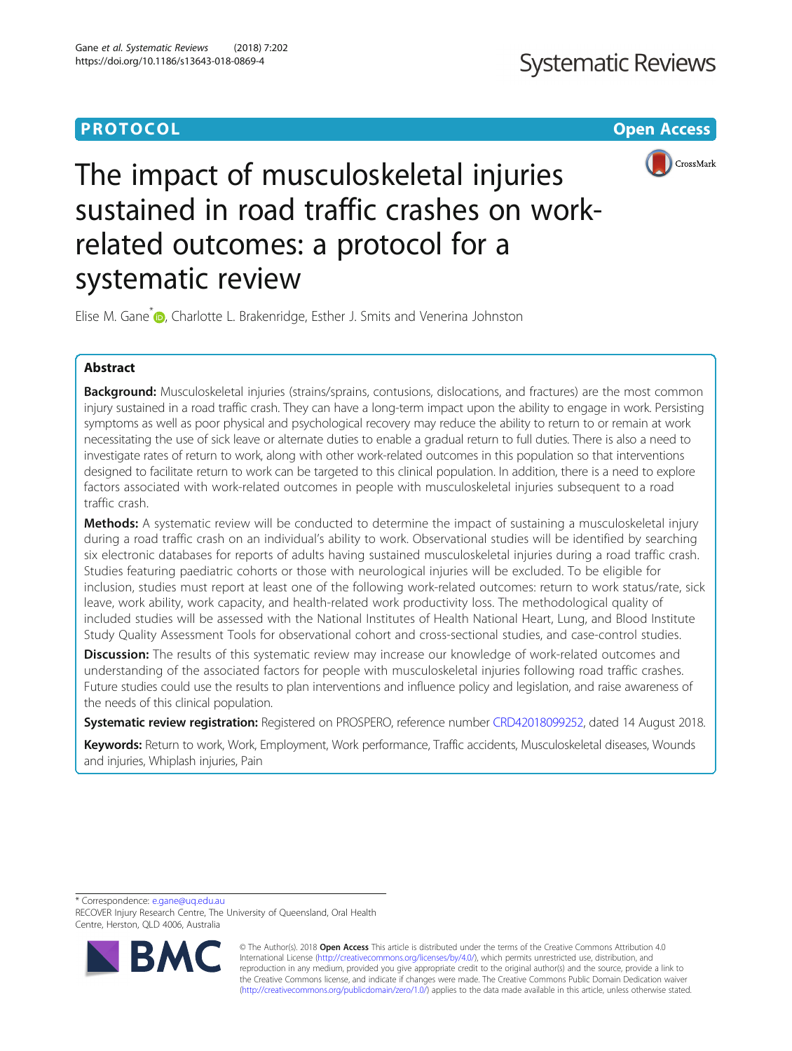PROTOCOL

Open Access

# The impact of musculoskeletal injuries sustained in road traffic crashes on work-related outcomes: a protocol for a systematic review

Elise M. Gane*, Charlotte L. Brakenridge, Esther J. Smits and Venerina Johnston

## Abstract

**Background:** Musculoskeletal injuries (strains/sprains, contusions, dislocations, and fractures) are the most common injury sustained in a road traffic crash. They can have a long-term impact upon the ability to engage in work. Persisting symptoms as well as poor physical and psychological recovery may reduce the ability to return to or remain at work necessitating the use of sick leave or alternate duties to enable a gradual return to full duties. There is also a need to investigate rates of return to work, along with other work-related outcomes in this population so that interventions designed to facilitate return to work can be targeted to this clinical population. In addition, there is a need to explore factors associated with work-related outcomes in people with musculoskeletal injuries subsequent to a road traffic crash.

**Methods:** A systematic review will be conducted to determine the impact of sustaining a musculoskeletal injury during a road traffic crash on an individual's ability to work. Observational studies will be identified by searching six electronic databases for reports of adults having sustained musculoskeletal injuries during a road traffic crash. Studies featuring paediatric cohorts or those with neurological injuries will be excluded. To be eligible for inclusion, studies must report at least one of the following work-related outcomes: return to work status/rate, sick leave, work ability, work capacity, and health-related work productivity loss. The methodological quality of included studies will be assessed with the National Institutes of Health National Heart, Lung, and Blood Institute Study Quality Assessment Tools for observational cohort and cross-sectional studies, and case-control studies.

**Discussion:** The results of this systematic review may increase our knowledge of work-related outcomes and understanding of the associated factors for people with musculoskeletal injuries following road traffic crashes. Future studies could use the results to plan interventions and influence policy and legislation, and raise awareness of the needs of this clinical population.

**Systematic review registration:** Registered on PROSPERO, reference number CRD42018099252, dated 14 August 2018.

**Keywords:** Return to work, Work, Employment, Work performance, Traffic accidents, Musculoskeletal diseases, Wounds and injuries, Whiplash injuries, Pain

\* Correspondence: e.gane@uq.edu.au
RECOVER Injury Research Centre, The University of Queensland, Oral Health Centre, Herston, QLD 4006, Australia

© The Author(s). 2018 **Open Access** This article is distributed under the terms of the Creative Commons Attribution 4.0 International License (http://creativecommons.org/licenses/by/4.0/), which permits unrestricted use, distribution, and reproduction in any medium, provided you give appropriate credit to the original author(s) and the source, provide a link to the Creative Commons license, and indicate if changes were made. The Creative Commons Public Domain Dedication waiver (http://creativecommons.org/publicdomain/zero/1.0/) applies to the data made available in this article, unless otherwise stated.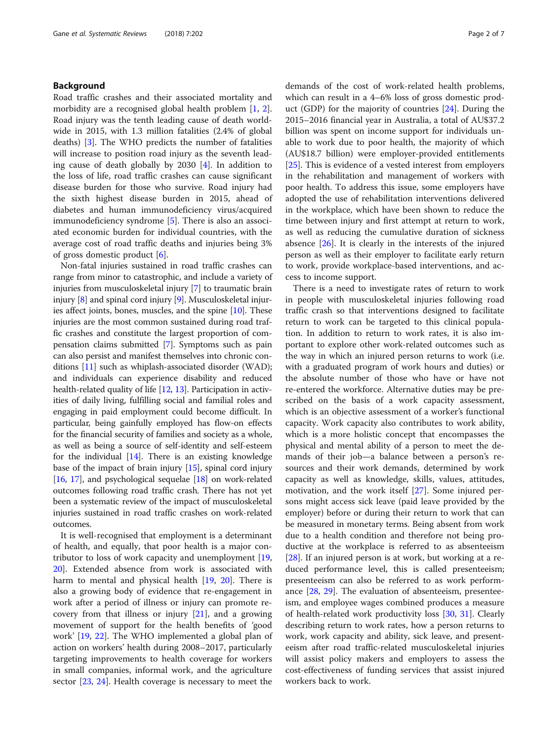## Background

Road traffic crashes and their associated mortality and morbidity are a recognised global health problem [1, 2]. Road injury was the tenth leading cause of death worldwide in 2015, with 1.3 million fatalities (2.4% of global deaths) [3]. The WHO predicts the number of fatalities will increase to position road injury as the seventh leading cause of death globally by 2030 [4]. In addition to the loss of life, road traffic crashes can cause significant disease burden for those who survive. Road injury had the sixth highest disease burden in 2015, ahead of diabetes and human immunodeficiency virus/acquired immunodeficiency syndrome [5]. There is also an associated economic burden for individual countries, with the average cost of road traffic deaths and injuries being 3% of gross domestic product [6].

Non-fatal injuries sustained in road traffic crashes can range from minor to catastrophic, and include a variety of injuries from musculoskeletal injury [7] to traumatic brain injury [8] and spinal cord injury [9]. Musculoskeletal injuries affect joints, bones, muscles, and the spine [10]. These injuries are the most common sustained during road traffic crashes and constitute the largest proportion of compensation claims submitted [7]. Symptoms such as pain can also persist and manifest themselves into chronic conditions [11] such as whiplash-associated disorder (WAD); and individuals can experience disability and reduced health-related quality of life [12, 13]. Participation in activities of daily living, fulfilling social and familial roles and engaging in paid employment could become difficult. In particular, being gainfully employed has flow-on effects for the financial security of families and society as a whole, as well as being a source of self-identity and self-esteem for the individual [14]. There is an existing knowledge base of the impact of brain injury [15], spinal cord injury [16, 17], and psychological sequelae [18] on work-related outcomes following road traffic crash. There has not yet been a systematic review of the impact of musculoskeletal injuries sustained in road traffic crashes on work-related outcomes.

It is well-recognised that employment is a determinant of health, and equally, that poor health is a major contributor to loss of work capacity and unemployment [19, 20]. Extended absence from work is associated with harm to mental and physical health [19, 20]. There is also a growing body of evidence that re-engagement in work after a period of illness or injury can promote recovery from that illness or injury [21], and a growing movement of support for the health benefits of 'good work' [19, 22]. The WHO implemented a global plan of action on workers' health during 2008–2017, particularly targeting improvements to health coverage for workers in small companies, informal work, and the agriculture sector [23, 24]. Health coverage is necessary to meet the demands of the cost of work-related health problems, which can result in a 4–6% loss of gross domestic product (GDP) for the majority of countries [24]. During the 2015–2016 financial year in Australia, a total of AU$37.2 billion was spent on income support for individuals unable to work due to poor health, the majority of which (AU$18.7 billion) were employer-provided entitlements [25]. This is evidence of a vested interest from employers in the rehabilitation and management of workers with poor health. To address this issue, some employers have adopted the use of rehabilitation interventions delivered in the workplace, which have been shown to reduce the time between injury and first attempt at return to work, as well as reducing the cumulative duration of sickness absence [26]. It is clearly in the interests of the injured person as well as their employer to facilitate early return to work, provide workplace-based interventions, and access to income support.

There is a need to investigate rates of return to work in people with musculoskeletal injuries following road traffic crash so that interventions designed to facilitate return to work can be targeted to this clinical population. In addition to return to work rates, it is also important to explore other work-related outcomes such as the way in which an injured person returns to work (i.e. with a graduated program of work hours and duties) or the absolute number of those who have or have not re-entered the workforce. Alternative duties may be prescribed on the basis of a work capacity assessment, which is an objective assessment of a worker's functional capacity. Work capacity also contributes to work ability, which is a more holistic concept that encompasses the physical and mental ability of a person to meet the demands of their job—a balance between a person's resources and their work demands, determined by work capacity as well as knowledge, skills, values, attitudes, motivation, and the work itself [27]. Some injured persons might access sick leave (paid leave provided by the employer) before or during their return to work that can be measured in monetary terms. Being absent from work due to a health condition and therefore not being productive at the workplace is referred to as absenteeism [28]. If an injured person is at work, but working at a reduced performance level, this is called presenteeism; presenteeism can also be referred to as work performance [28, 29]. The evaluation of absenteeism, presenteeism, and employee wages combined produces a measure of health-related work productivity loss [30, 31]. Clearly describing return to work rates, how a person returns to work, work capacity and ability, sick leave, and presenteeism after road traffic-related musculoskeletal injuries will assist policy makers and employers to assess the cost-effectiveness of funding services that assist injured workers back to work.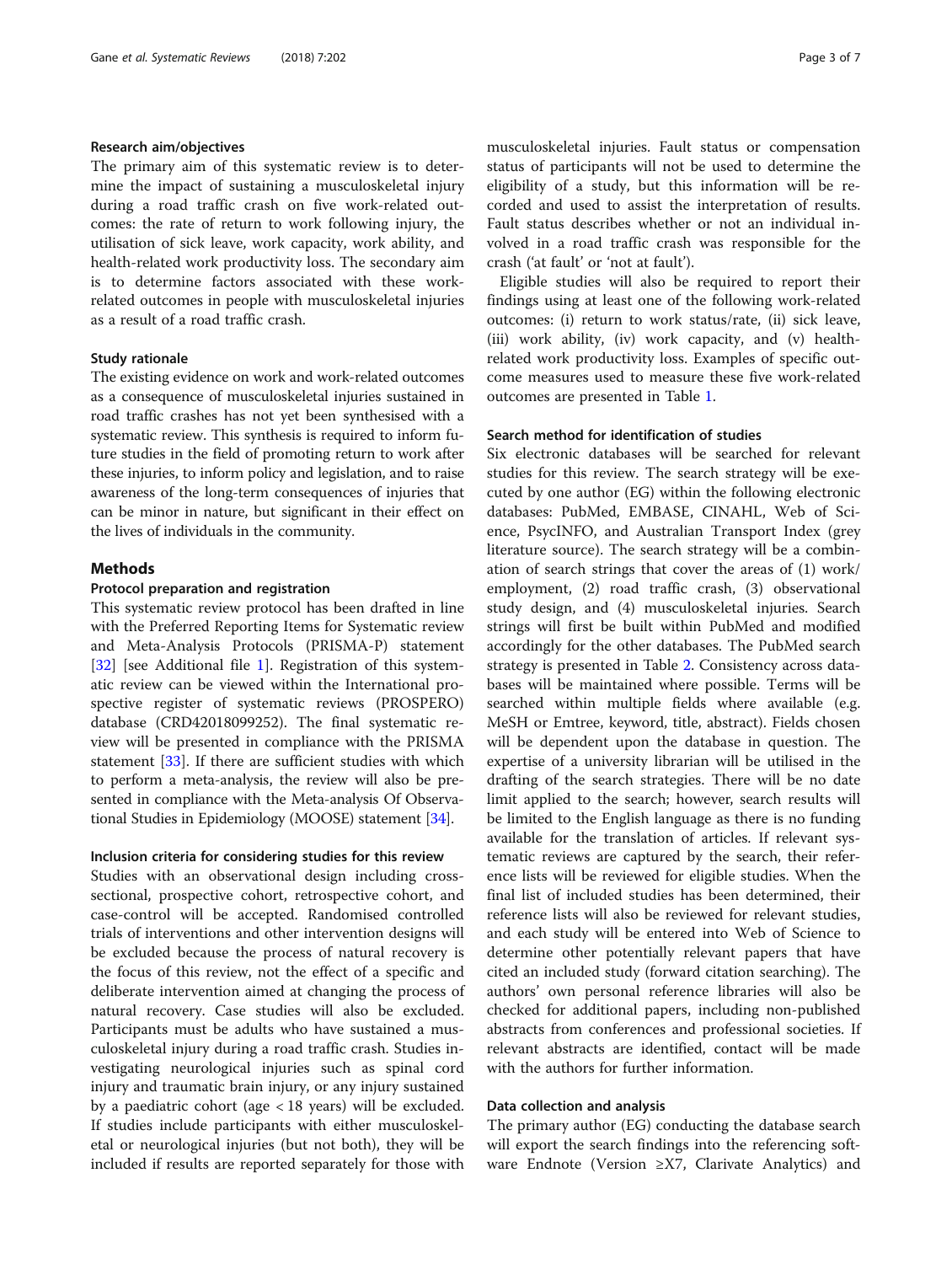### Research aim/objectives

The primary aim of this systematic review is to determine the impact of sustaining a musculoskeletal injury during a road traffic crash on five work-related outcomes: the rate of return to work following injury, the utilisation of sick leave, work capacity, work ability, and health-related work productivity loss. The secondary aim is to determine factors associated with these work-related outcomes in people with musculoskeletal injuries as a result of a road traffic crash.

### Study rationale

The existing evidence on work and work-related outcomes as a consequence of musculoskeletal injuries sustained in road traffic crashes has not yet been synthesised with a systematic review. This synthesis is required to inform future studies in the field of promoting return to work after these injuries, to inform policy and legislation, and to raise awareness of the long-term consequences of injuries that can be minor in nature, but significant in their effect on the lives of individuals in the community.

## Methods

### Protocol preparation and registration

This systematic review protocol has been drafted in line with the Preferred Reporting Items for Systematic review and Meta-Analysis Protocols (PRISMA-P) statement [32] [see Additional file 1]. Registration of this systematic review can be viewed within the International prospective register of systematic reviews (PROSPERO) database (CRD42018099252). The final systematic review will be presented in compliance with the PRISMA statement [33]. If there are sufficient studies with which to perform a meta-analysis, the review will also be presented in compliance with the Meta-analysis Of Observational Studies in Epidemiology (MOOSE) statement [34].

### Inclusion criteria for considering studies for this review

Studies with an observational design including cross-sectional, prospective cohort, retrospective cohort, and case-control will be accepted. Randomised controlled trials of interventions and other intervention designs will be excluded because the process of natural recovery is the focus of this review, not the effect of a specific and deliberate intervention aimed at changing the process of natural recovery. Case studies will also be excluded. Participants must be adults who have sustained a musculoskeletal injury during a road traffic crash. Studies investigating neurological injuries such as spinal cord injury and traumatic brain injury, or any injury sustained by a paediatric cohort (age < 18 years) will be excluded. If studies include participants with either musculoskeletal or neurological injuries (but not both), they will be included if results are reported separately for those with musculoskeletal injuries. Fault status or compensation status of participants will not be used to determine the eligibility of a study, but this information will be recorded and used to assist the interpretation of results. Fault status describes whether or not an individual involved in a road traffic crash was responsible for the crash ('at fault' or 'not at fault').

Eligible studies will also be required to report their findings using at least one of the following work-related outcomes: (i) return to work status/rate, (ii) sick leave, (iii) work ability, (iv) work capacity, and (v) health-related work productivity loss. Examples of specific outcome measures used to measure these five work-related outcomes are presented in Table 1.

### Search method for identification of studies

Six electronic databases will be searched for relevant studies for this review. The search strategy will be executed by one author (EG) within the following electronic databases: PubMed, EMBASE, CINAHL, Web of Science, PsycINFO, and Australian Transport Index (grey literature source). The search strategy will be a combination of search strings that cover the areas of (1) work/employment, (2) road traffic crash, (3) observational study design, and (4) musculoskeletal injuries. Search strings will first be built within PubMed and modified accordingly for the other databases. The PubMed search strategy is presented in Table 2. Consistency across databases will be maintained where possible. Terms will be searched within multiple fields where available (e.g. MeSH or Emtree, keyword, title, abstract). Fields chosen will be dependent upon the database in question. The expertise of a university librarian will be utilised in the drafting of the search strategies. There will be no date limit applied to the search; however, search results will be limited to the English language as there is no funding available for the translation of articles. If relevant systematic reviews are captured by the search, their reference lists will be reviewed for eligible studies. When the final list of included studies has been determined, their reference lists will also be reviewed for relevant studies, and each study will be entered into Web of Science to determine other potentially relevant papers that have cited an included study (forward citation searching). The authors' own personal reference libraries will also be checked for additional papers, including non-published abstracts from conferences and professional societies. If relevant abstracts are identified, contact will be made with the authors for further information.

### Data collection and analysis

The primary author (EG) conducting the database search will export the search findings into the referencing software Endnote (Version ≥X7, Clarivate Analytics) and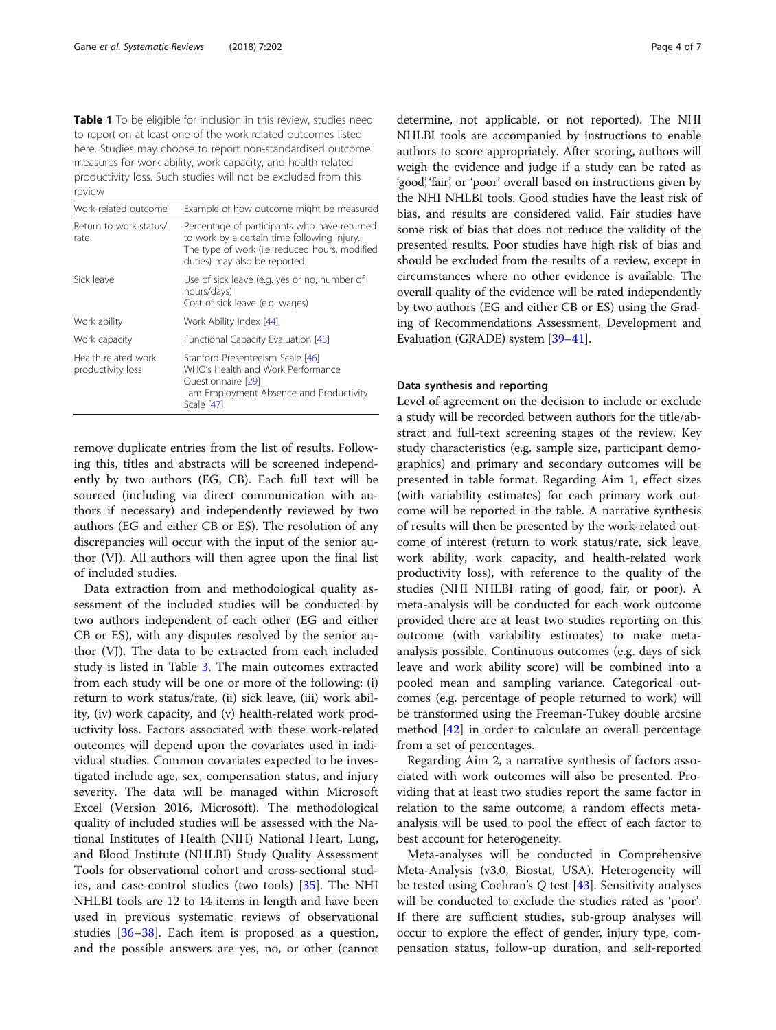**Table 1** To be eligible for inclusion in this review, studies need to report on at least one of the work-related outcomes listed here. Studies may choose to report non-standardised outcome measures for work ability, work capacity, and health-related productivity loss. Such studies will not be excluded from this review

| Work-related outcome | Example of how outcome might be measured |
|---|---|
| Return to work status/rate | Percentage of participants who have returned to work by a certain time following injury. The type of work (i.e. reduced hours, modified duties) may also be reported. |
| Sick leave | Use of sick leave (e.g. yes or no, number of hours/days)<br>Cost of sick leave (e.g. wages) |
| Work ability | Work Ability Index [44] |
| Work capacity | Functional Capacity Evaluation [45] |
| Health-related work productivity loss | Stanford Presenteeism Scale [46]<br>WHO's Health and Work Performance Questionnaire [29]<br>Lam Employment Absence and Productivity Scale [47] |

remove duplicate entries from the list of results. Following this, titles and abstracts will be screened independently by two authors (EG, CB). Each full text will be sourced (including via direct communication with authors if necessary) and independently reviewed by two authors (EG and either CB or ES). The resolution of any discrepancies will occur with the input of the senior author (VJ). All authors will then agree upon the final list of included studies.

Data extraction from and methodological quality assessment of the included studies will be conducted by two authors independent of each other (EG and either CB or ES), with any disputes resolved by the senior author (VJ). The data to be extracted from each included study is listed in Table 3. The main outcomes extracted from each study will be one or more of the following: (i) return to work status/rate, (ii) sick leave, (iii) work ability, (iv) work capacity, and (v) health-related work productivity loss. Factors associated with these work-related outcomes will depend upon the covariates used in individual studies. Common covariates expected to be investigated include age, sex, compensation status, and injury severity. The data will be managed within Microsoft Excel (Version 2016, Microsoft). The methodological quality of included studies will be assessed with the National Institutes of Health (NIH) National Heart, Lung, and Blood Institute (NHLBI) Study Quality Assessment Tools for observational cohort and cross-sectional studies, and case-control studies (two tools) [35]. The NHI NHLBI tools are 12 to 14 items in length and have been used in previous systematic reviews of observational studies [36–38]. Each item is proposed as a question, and the possible answers are yes, no, or other (cannot determine, not applicable, or not reported). The NHI NHLBI tools are accompanied by instructions to enable authors to score appropriately. After scoring, authors will weigh the evidence and judge if a study can be rated as 'good,' 'fair', or 'poor' overall based on instructions given by the NHI NHLBI tools. Good studies have the least risk of bias, and results are considered valid. Fair studies have some risk of bias that does not reduce the validity of the presented results. Poor studies have high risk of bias and should be excluded from the results of a review, except in circumstances where no other evidence is available. The overall quality of the evidence will be rated independently by two authors (EG and either CB or ES) using the Grading of Recommendations Assessment, Development and Evaluation (GRADE) system [39–41].

### Data synthesis and reporting

Level of agreement on the decision to include or exclude a study will be recorded between authors for the title/abstract and full-text screening stages of the review. Key study characteristics (e.g. sample size, participant demographics) and primary and secondary outcomes will be presented in table format. Regarding Aim 1, effect sizes (with variability estimates) for each primary work outcome will be reported in the table. A narrative synthesis of results will then be presented by the work-related outcome of interest (return to work status/rate, sick leave, work ability, work capacity, and health-related work productivity loss), with reference to the quality of the studies (NHI NHLBI rating of good, fair, or poor). A meta-analysis will be conducted for each work outcome provided there are at least two studies reporting on this outcome (with variability estimates) to make meta-analysis possible. Continuous outcomes (e.g. days of sick leave and work ability score) will be combined into a pooled mean and sampling variance. Categorical outcomes (e.g. percentage of people returned to work) will be transformed using the Freeman-Tukey double arcsine method [42] in order to calculate an overall percentage from a set of percentages.

Regarding Aim 2, a narrative synthesis of factors associated with work outcomes will also be presented. Providing that at least two studies report the same factor in relation to the same outcome, a random effects meta-analysis will be used to pool the effect of each factor to best account for heterogeneity.

Meta-analyses will be conducted in Comprehensive Meta-Analysis (v3.0, Biostat, USA). Heterogeneity will be tested using Cochran's *Q* test [43]. Sensitivity analyses will be conducted to exclude the studies rated as 'poor'. If there are sufficient studies, sub-group analyses will occur to explore the effect of gender, injury type, compensation status, follow-up duration, and self-reported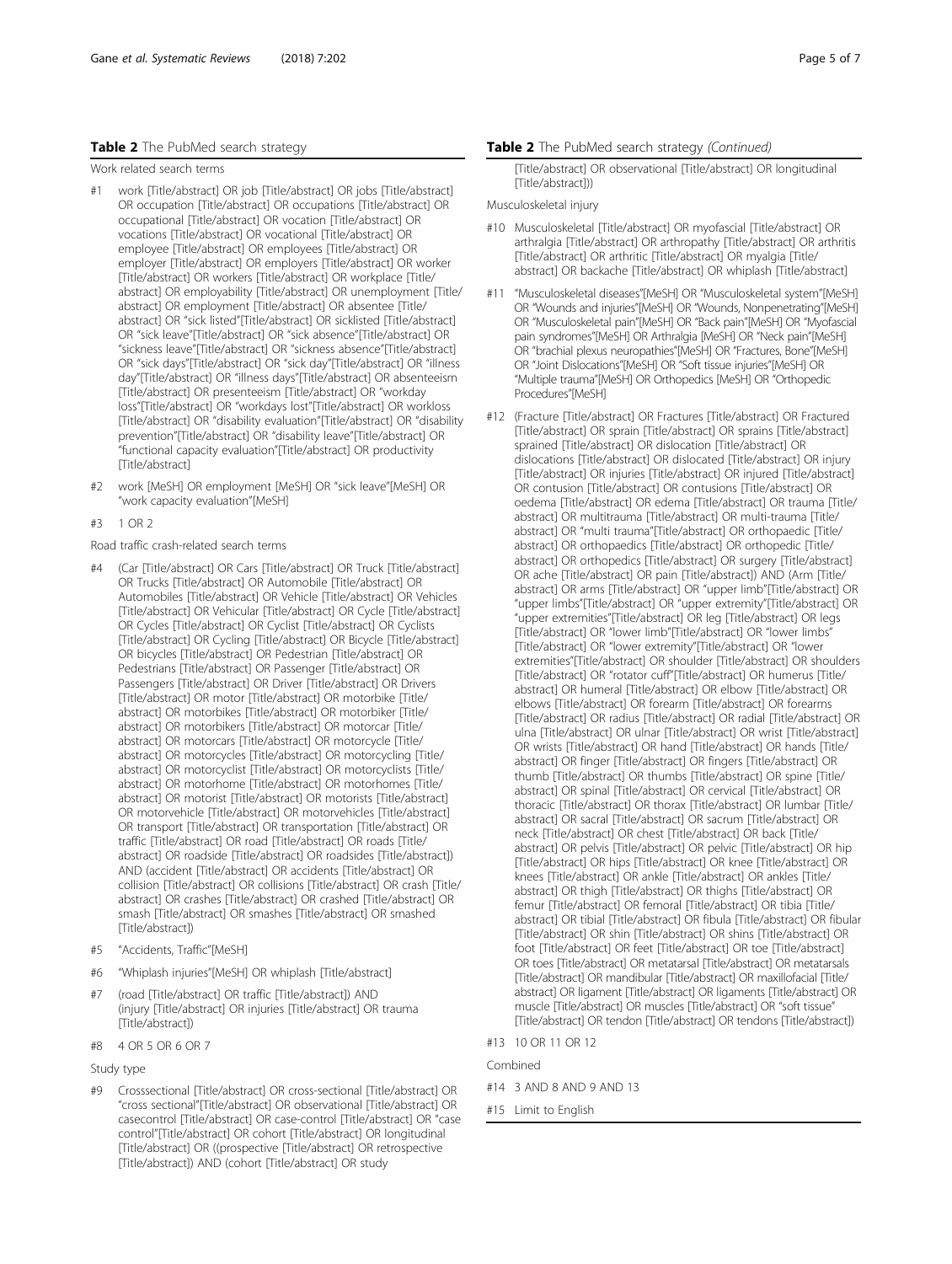**Table 2** The PubMed search strategy

Work related search terms

- #1 work [Title/abstract] OR job [Title/abstract] OR jobs [Title/abstract] OR occupation [Title/abstract] OR occupations [Title/abstract] OR occupational [Title/abstract] OR vocation [Title/abstract] OR vocations [Title/abstract] OR vocational [Title/abstract] OR employee [Title/abstract] OR employees [Title/abstract] OR employer [Title/abstract] OR employers [Title/abstract] OR worker [Title/abstract] OR workers [Title/abstract] OR workplace [Title/abstract] OR employability [Title/abstract] OR unemployment [Title/abstract] OR employment [Title/abstract] OR absentee [Title/abstract] OR "sick listed"[Title/abstract] OR sicklisted [Title/abstract] OR "sick leave"[Title/abstract] OR "sick absence"[Title/abstract] OR "sickness leave"[Title/abstract] OR "sickness absence"[Title/abstract] OR "sick days"[Title/abstract] OR "sick day"[Title/abstract] OR "illness day"[Title/abstract] OR "illness days"[Title/abstract] OR absenteeism [Title/abstract] OR presenteeism [Title/abstract] OR "workday loss"[Title/abstract] OR "workdays lost"[Title/abstract] OR workloss [Title/abstract] OR "disability evaluation"[Title/abstract] OR "disability prevention"[Title/abstract] OR "disability leave"[Title/abstract] OR "functional capacity evaluation"[Title/abstract] OR productivity [Title/abstract]
- #2 work [MeSH] OR employment [MeSH] OR "sick leave"[MeSH] OR "work capacity evaluation"[MeSH]
- #3 1 OR 2

Road traffic crash-related search terms

- #4 (Car [Title/abstract] OR Cars [Title/abstract] OR Truck [Title/abstract] OR Trucks [Title/abstract] OR Automobile [Title/abstract] OR Automobiles [Title/abstract] OR Vehicle [Title/abstract] OR Vehicles [Title/abstract] OR Vehicular [Title/abstract] OR Cycle [Title/abstract] OR Cycles [Title/abstract] OR Cyclist [Title/abstract] OR Cyclists [Title/abstract] OR Cycling [Title/abstract] OR Bicycle [Title/abstract] OR bicycles [Title/abstract] OR Pedestrian [Title/abstract] OR Pedestrians [Title/abstract] OR Passenger [Title/abstract] OR Passengers [Title/abstract] OR Driver [Title/abstract] OR Drivers [Title/abstract] OR motor [Title/abstract] OR motorbike [Title/abstract] OR motorbikes [Title/abstract] OR motorbiker [Title/abstract] OR motorbikers [Title/abstract] OR motorcar [Title/abstract] OR motorcars [Title/abstract] OR motorcycle [Title/abstract] OR motorcycles [Title/abstract] OR motorcycling [Title/abstract] OR motorcyclist [Title/abstract] OR motorcyclists [Title/abstract] OR motorhome [Title/abstract] OR motorhomes [Title/abstract] OR motorist [Title/abstract] OR motorists [Title/abstract] OR motorvehicle [Title/abstract] OR motorvehicles [Title/abstract] OR transport [Title/abstract] OR transportation [Title/abstract] OR traffic [Title/abstract] OR road [Title/abstract] OR roads [Title/abstract] OR roadside [Title/abstract] OR roadsides [Title/abstract]) AND (accident [Title/abstract] OR accidents [Title/abstract] OR collision [Title/abstract] OR collisions [Title/abstract] OR crash [Title/abstract] OR crashes [Title/abstract] OR crashed [Title/abstract] OR smash [Title/abstract] OR smashes [Title/abstract] OR smashed [Title/abstract])
- #5 "Accidents, Traffic"[MeSH]
- #6 "Whiplash injuries"[MeSH] OR whiplash [Title/abstract]
- #7 (road [Title/abstract] OR traffic [Title/abstract]) AND (injury [Title/abstract] OR injuries [Title/abstract] OR trauma [Title/abstract])
- #8 4 OR 5 OR 6 OR 7

Study type

- #9 Crosssectional [Title/abstract] OR cross-sectional [Title/abstract] OR "cross sectional"[Title/abstract] OR observational [Title/abstract] OR casecontrol [Title/abstract] OR case-control [Title/abstract] OR "case control"[Title/abstract] OR cohort [Title/abstract] OR longitudinal [Title/abstract] OR ((prospective [Title/abstract] OR retrospective [Title/abstract]) AND (cohort [Title/abstract] OR study [Title/abstract] OR observational [Title/abstract] OR longitudinal [Title/abstract]))

Musculoskeletal injury

- #10 Musculoskeletal [Title/abstract] OR myofascial [Title/abstract] OR arthralgia [Title/abstract] OR arthropathy [Title/abstract] OR arthritis [Title/abstract] OR arthritic [Title/abstract] OR myalgia [Title/abstract] OR backache [Title/abstract] OR whiplash [Title/abstract]
- #11 "Musculoskeletal diseases"[MeSH] OR "Musculoskeletal system"[MeSH] OR "Wounds and injuries"[MeSH] OR "Wounds, Nonpenetrating"[MeSH] OR "Musculoskeletal pain"[MeSH] OR "Back pain"[MeSH] OR "Myofascial pain syndromes"[MeSH] OR Arthralgia [MeSH] OR "Neck pain"[MeSH] OR "brachial plexus neuropathies"[MeSH] OR "Fractures, Bone"[MeSH] OR "Joint Dislocations"[MeSH] OR "Soft tissue injuries"[MeSH] OR "Multiple trauma"[MeSH] OR Orthopedics [MeSH] OR "Orthopedic Procedures"[MeSH]
- #12 (Fracture [Title/abstract] OR Fractures [Title/abstract] OR Fractured [Title/abstract] OR sprain [Title/abstract] OR sprains [Title/abstract] sprained [Title/abstract] OR dislocation [Title/abstract] OR dislocations [Title/abstract] OR dislocated [Title/abstract] OR injury [Title/abstract] OR injuries [Title/abstract] OR injured [Title/abstract] OR contusion [Title/abstract] OR contusions [Title/abstract] OR oedema [Title/abstract] OR edema [Title/abstract] OR trauma [Title/abstract] OR multitrauma [Title/abstract] OR multi-trauma [Title/abstract] OR "multi trauma"[Title/abstract] OR orthopaedic [Title/abstract] OR orthopaedics [Title/abstract] OR orthopedic [Title/abstract] OR orthopedics [Title/abstract] OR surgery [Title/abstract] OR ache [Title/abstract] OR pain [Title/abstract]) AND (Arm [Title/abstract] OR arms [Title/abstract] OR "upper limb"[Title/abstract] OR "upper limbs"[Title/abstract] OR "upper extremity"[Title/abstract] OR "upper extremities"[Title/abstract] OR leg [Title/abstract] OR legs [Title/abstract] OR "lower limb"[Title/abstract] OR "lower limbs" [Title/abstract] OR "lower extremity"[Title/abstract] OR "lower extremities"[Title/abstract] OR shoulder [Title/abstract] OR shoulders [Title/abstract] OR "rotator cuff"[Title/abstract] OR humerus [Title/abstract] OR humeral [Title/abstract] OR elbow [Title/abstract] OR elbows [Title/abstract] OR forearm [Title/abstract] OR forearms [Title/abstract] OR radius [Title/abstract] OR radial [Title/abstract] OR ulna [Title/abstract] OR ulnar [Title/abstract] OR wrist [Title/abstract] OR wrists [Title/abstract] OR hand [Title/abstract] OR hands [Title/abstract] OR finger [Title/abstract] OR fingers [Title/abstract] OR thumb [Title/abstract] OR thumbs [Title/abstract] OR spine [Title/abstract] OR spinal [Title/abstract] OR cervical [Title/abstract] OR thoracic [Title/abstract] OR thorax [Title/abstract] OR lumbar [Title/abstract] OR sacral [Title/abstract] OR sacrum [Title/abstract] OR neck [Title/abstract] OR chest [Title/abstract] OR back [Title/abstract] OR pelvis [Title/abstract] OR pelvic [Title/abstract] OR hip [Title/abstract] OR hips [Title/abstract] OR knee [Title/abstract] OR knees [Title/abstract] OR ankle [Title/abstract] OR ankles [Title/abstract] OR thigh [Title/abstract] OR thighs [Title/abstract] OR femur [Title/abstract] OR femoral [Title/abstract] OR tibia [Title/abstract] OR tibial [Title/abstract] OR fibula [Title/abstract] OR fibular [Title/abstract] OR shin [Title/abstract] OR shins [Title/abstract] OR foot [Title/abstract] OR feet [Title/abstract] OR toe [Title/abstract] OR toes [Title/abstract] OR metatarsal [Title/abstract] OR metatarsals [Title/abstract] OR mandibular [Title/abstract] OR maxillofacial [Title/abstract] OR ligament [Title/abstract] OR ligaments [Title/abstract] OR muscle [Title/abstract] OR muscles [Title/abstract] OR "soft tissue" [Title/abstract] OR tendon [Title/abstract] OR tendons [Title/abstract])
- #13 10 OR 11 OR 12

Combined

- #14 3 AND 8 AND 9 AND 13
- #15 Limit to English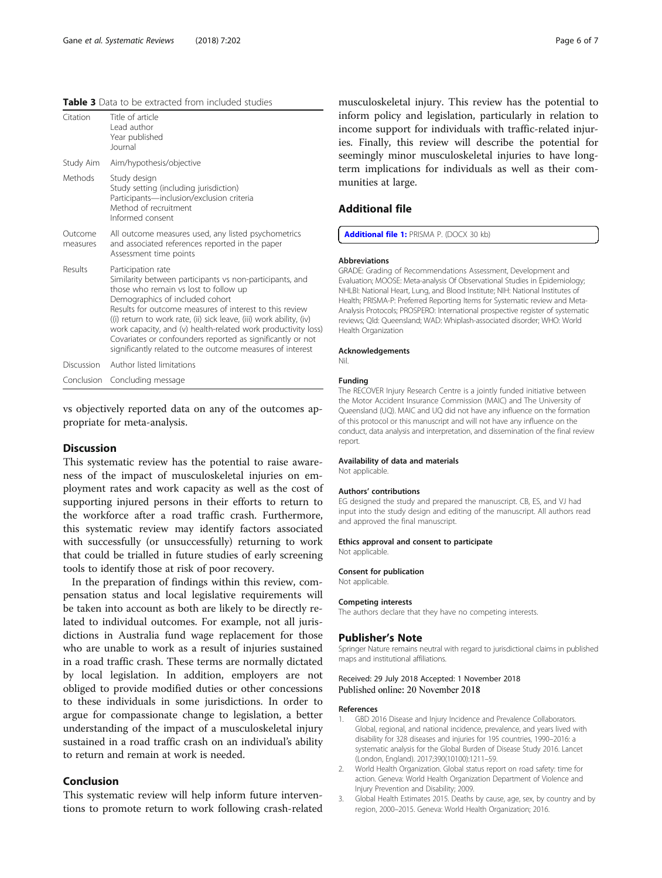**Table 3** Data to be extracted from included studies

| | |
|---|---|
| Citation | Title of article<br>Lead author<br>Year published<br>Journal |
| Study Aim | Aim/hypothesis/objective |
| Methods | Study design<br>Study setting (including jurisdiction)<br>Participants—inclusion/exclusion criteria<br>Method of recruitment<br>Informed consent |
| Outcome measures | All outcome measures used, any listed psychometrics and associated references reported in the paper<br>Assessment time points |
| Results | Participation rate<br>Similarity between participants vs non-participants, and those who remain vs lost to follow up<br>Demographics of included cohort<br>Results for outcome measures of interest to this review ((i) return to work rate, (ii) sick leave, (iii) work ability, (iv) work capacity, and (v) health-related work productivity loss)<br>Covariates or confounders reported as significantly or not significantly related to the outcome measures of interest |
| Discussion | Author listed limitations |
| Conclusion | Concluding message |

vs objectively reported data on any of the outcomes appropriate for meta-analysis.

## Discussion

This systematic review has the potential to raise awareness of the impact of musculoskeletal injuries on employment rates and work capacity as well as the cost of supporting injured persons in their efforts to return to the workforce after a road traffic crash. Furthermore, this systematic review may identify factors associated with successfully (or unsuccessfully) returning to work that could be trialled in future studies of early screening tools to identify those at risk of poor recovery.

In the preparation of findings within this review, compensation status and local legislative requirements will be taken into account as both are likely to be directly related to individual outcomes. For example, not all jurisdictions in Australia fund wage replacement for those who are unable to work as a result of injuries sustained in a road traffic crash. These terms are normally dictated by local legislation. In addition, employers are not obliged to provide modified duties or other concessions to these individuals in some jurisdictions. In order to argue for compassionate change to legislation, a better understanding of the impact of a musculoskeletal injury sustained in a road traffic crash on an individual's ability to return and remain at work is needed.

## Conclusion

This systematic review will help inform future interventions to promote return to work following crash-related musculoskeletal injury. This review has the potential to inform policy and legislation, particularly in relation to income support for individuals with traffic-related injuries. Finally, this review will describe the potential for seemingly minor musculoskeletal injuries to have long-term implications for individuals as well as their communities at large.

## Additional file

**Additional file 1:** PRISMA P. (DOCX 30 kb)

#### Abbreviations

GRADE: Grading of Recommendations Assessment, Development and Evaluation; MOOSE: Meta-analysis Of Observational Studies in Epidemiology; NHLBI: National Heart, Lung, and Blood Institute; NIH: National Institutes of Health; PRISMA-P: Preferred Reporting Items for Systematic review and Meta-Analysis Protocols; PROSPERO: International prospective register of systematic reviews; Qld: Queensland; WAD: Whiplash-associated disorder; WHO: World Health Organization

#### Acknowledgements

Nil.

#### Funding

The RECOVER Injury Research Centre is a jointly funded initiative between the Motor Accident Insurance Commission (MAIC) and The University of Queensland (UQ). MAIC and UQ did not have any influence on the formation of this protocol or this manuscript and will not have any influence on the conduct, data analysis and interpretation, and dissemination of the final review report.

#### Availability of data and materials

Not applicable.

#### Authors' contributions

EG designed the study and prepared the manuscript. CB, ES, and VJ had input into the study design and editing of the manuscript. All authors read and approved the final manuscript.

#### Ethics approval and consent to participate

Not applicable.

#### Consent for publication

Not applicable.

#### Competing interests

The authors declare that they have no competing interests.

## Publisher's Note

Springer Nature remains neutral with regard to jurisdictional claims in published maps and institutional affiliations.

Received: 29 July 2018 Accepted: 1 November 2018
Published online: 20 November 2018

#### References

1. GBD 2016 Disease and Injury Incidence and Prevalence Collaborators. Global, regional, and national incidence, prevalence, and years lived with disability for 328 diseases and injuries for 195 countries, 1990–2016: a systematic analysis for the Global Burden of Disease Study 2016. Lancet (London, England). 2017;390(10100):1211–59.
2. World Health Organization. Global status report on road safety: time for action. Geneva: World Health Organization Department of Violence and Injury Prevention and Disability; 2009.
3. Global Health Estimates 2015. Deaths by cause, age, sex, by country and by region, 2000–2015. Geneva: World Health Organization; 2016.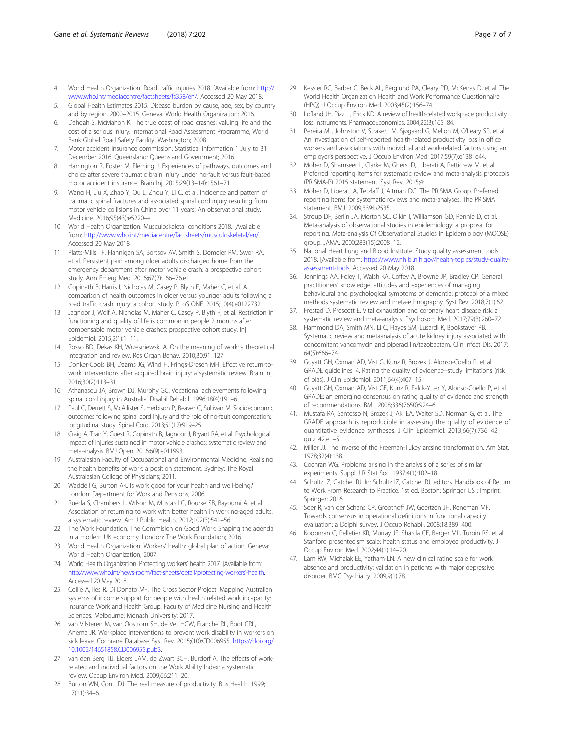4. World Health Organization. Road traffic injuries 2018. [Available from: http://www.who.int/mediacentre/factsheets/fs358/en/. Accessed 20 May 2018.
5. Global Health Estimates 2015. Disease burden by cause, age, sex, by country and by region, 2000–2015. Geneva: World Health Organization; 2016.
6. Dahdah S, McMahon K. The true coast of road crashes: valuing life and the cost of a serious injury. International Road Assessment Programme, World Bank Global Road Safety Facility: Washington; 2008.
7. Motor accident insurance commission. Statistical information 1 July to 31 December 2016. Queensland: Queensland Government; 2016.
8. Harrington R, Foster M, Fleming J. Experiences of pathways, outcomes and choice after severe traumatic brain injury under no-fault versus fault-based motor accident insurance. Brain Inj. 2015;29(13–14):1561–71.
9. Wang H, Liu X, Zhao Y, Ou L, Zhou Y, Li C, et al. Incidence and pattern of traumatic spinal fractures and associated spinal cord injury resulting from motor vehicle collisions in China over 11 years: An observational study. Medicine. 2016;95(43):e5220–e.
10. World Health Organization. Musculoskeletal conditions 2018. [Available from: http://www.who.int/mediacentre/factsheets/musculoskeletal/en/. Accessed 20 May 2018
11. Platts-Mills TF, Flannigan SA, Bortsov AV, Smith S, Domeier RM, Swor RA, et al. Persistent pain among older adults discharged home from the emergency department after motor vehicle crash: a prospective cohort study. Ann Emerg Med. 2016;67(2):166–76.e1.
12. Gopinath B, Harris I, Nicholas M, Casey P, Blyth F, Maher C, et al. A comparison of health outcomes in older versus younger adults following a road traffic crash injury: a cohort study. PLoS ONE. 2015;10(4):e0122732.
13. Jagnoor J, Wolf A, Nicholas M, Maher C, Casey P, Blyth F, et al. Restriction in functioning and quality of life is common in people 2 months after compensable motor vehicle crashes: prospective cohort study. Inj Epidemiol. 2015;2(1):1–11.
14. Rosso BD, Dekas KH, Wrzesniewski A. On the meaning of work: a theoretical integration and review. Res Organ Behav. 2010;30:91–127.
15. Donker-Cools BH, Daams JG, Wind H, Frings-Dresen MH. Effective return-to-work interventions after acquired brain injury: a systematic review. Brain Inj. 2016;30(2):113–31.
16. Athanasou JA, Brown DJ, Murphy GC. Vocational achievements following spinal cord injury in Australia. Disabil Rehabil. 1996;18(4):191–6.
17. Paul C, Derrett S, McAllister S, Herbison P, Beaver C, Sullivan M. Socioeconomic outcomes following spinal cord injury and the role of no-fault compensation: longitudinal study. Spinal Cord. 2013;51(12):919–25.
18. Craig A, Tran Y, Guest R, Gopinath B, Jagnoor J, Bryant RA, et al. Psychological impact of injuries sustained in motor vehicle crashes: systematic review and meta-analysis. BMJ Open. 2016;6(9):e011993.
19. Australasian Faculty of Occupational and Environmental Medicine. Realising the health benefits of work: a position statement. Sydney: The Royal Australasian College of Physicians; 2011.
20. Waddell G, Burton AK. Is work good for your health and well-being? London: Department for Work and Pensions; 2006.
21. Rueda S, Chambers L, Wilson M, Mustard C, Rourke SB, Bayoumi A, et al. Association of returning to work with better health in working-aged adults: a systematic review. Am J Public Health. 2012;102(3):541–56.
22. The Work Foundation. The Commision on Good Work: Shaping the agenda in a modern UK economy. London: The Work Foundation; 2016.
23. World Health Organization. Workers' health: global plan of action. Geneva: World Health Organization; 2007.
24. World Health Organization. Protecting workers' health 2017. [Available from: http://www.who.int/news-room/fact-sheets/detail/protecting-workers'-health. Accessed 20 May 2018.
25. Collie A, Iles R. Di Donato MF. The Cross Sector Project: Mapping Australian systems of income support for people with health related work incapacity: Insurance Work and Health Group, Faculty of Medicine Nursing and Health Sciences. Melbourne: Monash University; 2017.
26. van Vilsteren M, van Oostrom SH, de Vet HCW, Franche RL, Boot CRL, Anema JR. Workplace interventions to prevent work disability in workers on sick leave. Cochrane Database Syst Rev. 2015;(10):CD006955. https://doi.org/10.1002/14651858.CD006955.pub3.
27. van den Berg TIJ, Elders LAM, de Zwart BCH, Burdorf A. The effects of work-related and individual factors on the Work Ability Index: a systematic review. Occup Environ Med. 2009;66:211–20.
28. Burton WN, Conti DJ. The real measure of productivity. Bus Health. 1999;17(11):34–6.
29. Kessler RC, Barber C, Beck AL, Berglund PA, Cleary PD, McKenas D, et al. The World Health Organization Health and Work Performance Questionnaire (HPQ). J Occup Environ Med. 2003;45(2):156–74.
30. Lofland JH, Pizzi L, Frick KD. A review of health-related workplace productivity loss instruments. PharmacoEconomics. 2004;22(3):165–84.
31. Pereira MJ, Johnston V, Straker LM, Sjøgaard G, Melloh M, O'Leary SP, et al. An investigation of self-reported health-related productivity loss in office workers and associations with individual and work-related factors using an employer's perspective. J Occup Environ Med. 2017;59(7):e138–e44.
32. Moher D, Shamseer L, Clarke M, Ghersi D, Liberati A, Petticrew M, et al. Preferred reporting items for systematic review and meta-analysis protocols (PRISMA-P) 2015 statement. Syst Rev. 2015;4:1.
33. Moher D, Liberati A, Tetzlaff J, Altman DG. The PRISMA Group. Preferred reporting items for systematic reviews and meta-analyses: The PRISMA statement. BMJ. 2009;339:b2535.
34. Stroup DF, Berlin JA, Morton SC, Olkin I, Williamson GD, Rennie D, et al. Meta-analysis of observational studies in epidemiology: a proposal for reporting. Meta-analysis Of Observational Studies in Epidemiology (MOOSE) group. JAMA. 2000;283(15):2008–12.
35. National Heart Lung and Blood Institute. Study quality assessment tools 2018. [Available from: https://www.nhlbi.nih.gov/health-topics/study-quality-assessment-tools. Accessed 20 May 2018.
36. Jennings AA, Foley T, Walsh KA, Coffey A, Browne JP, Bradley CP. General practitioners' knowledge, attitudes and experiences of managing behavioural and psychological symptoms of dementia: protocol of a mixed methods systematic review and meta-ethnography. Syst Rev. 2018;7(1):62.
37. Frestad D, Prescott E. Vital exhaustion and coronary heart disease risk: a systematic review and meta-analysis. Psychosom Med. 2017;79(3):260–72.
38. Hammond DA, Smith MN, Li C, Hayes SM, Lusardi K, Bookstaver PB. Systematic review and metaanalysis of acute kidney injury associated with concomitant vancomycin and piperacillin/tazobactam. Clin Infect Dis. 2017;64(5):666–74.
39. Guyatt GH, Oxman AD, Vist G, Kunz R, Brozek J, Alonso-Coello P, et al. GRADE guidelines: 4. Rating the quality of evidence--study limitations (risk of bias). J Clin Epidemiol. 2011;64(4):407–15.
40. Guyatt GH, Oxman AD, Vist GE, Kunz R, Falck-Ytter Y, Alonso-Coello P, et al. GRADE: an emerging consensus on rating quality of evidence and strength of recommendations. BMJ. 2008;336(7650):924–6.
41. Mustafa RA, Santesso N, Brozek J, Akl EA, Walter SD, Norman G, et al. The GRADE approach is reproducible in assessing the quality of evidence of quantitative evidence syntheses. J Clin Epidemiol. 2013;66(7):736–42 quiz 42.e1–5.
42. Miller JJ. The inverse of the Freeman-Tukey arcsine transformation. Am Stat. 1978;32(4):138.
43. Cochran WG. Problems arising in the analysis of a series of similar experiments. Suppl J R Stat Soc. 1937;4(1):102–18.
44. Schultz IZ, Gatchel RJ. In: Schultz IZ, Gatchel RJ, editors. Handbook of Return to Work From Research to Practice. 1st ed. Boston: Springer US : Imprint: Springer; 2016.
45. Soer R, van der Schans CP, Groothoff JW, Geertzen JH, Reneman MF. Towards consensus in operational definitions in functional capacity evaluation: a Delphi survey. J Occup Rehabil. 2008;18:389–400.
46. Koopman C, Pelletier KR, Murray JF, Sharda CE, Berger ML, Turpin RS, et al. Stanford presenteeism scale: health status and employee productivity. J Occup Environ Med. 2002;44(1):14–20.
47. Lam RW, Michalak EE, Yatham LN. A new clinical rating scale for work absence and productivity: validation in patients with major depressive disorder. BMC Psychiatry. 2009;9(1):78.